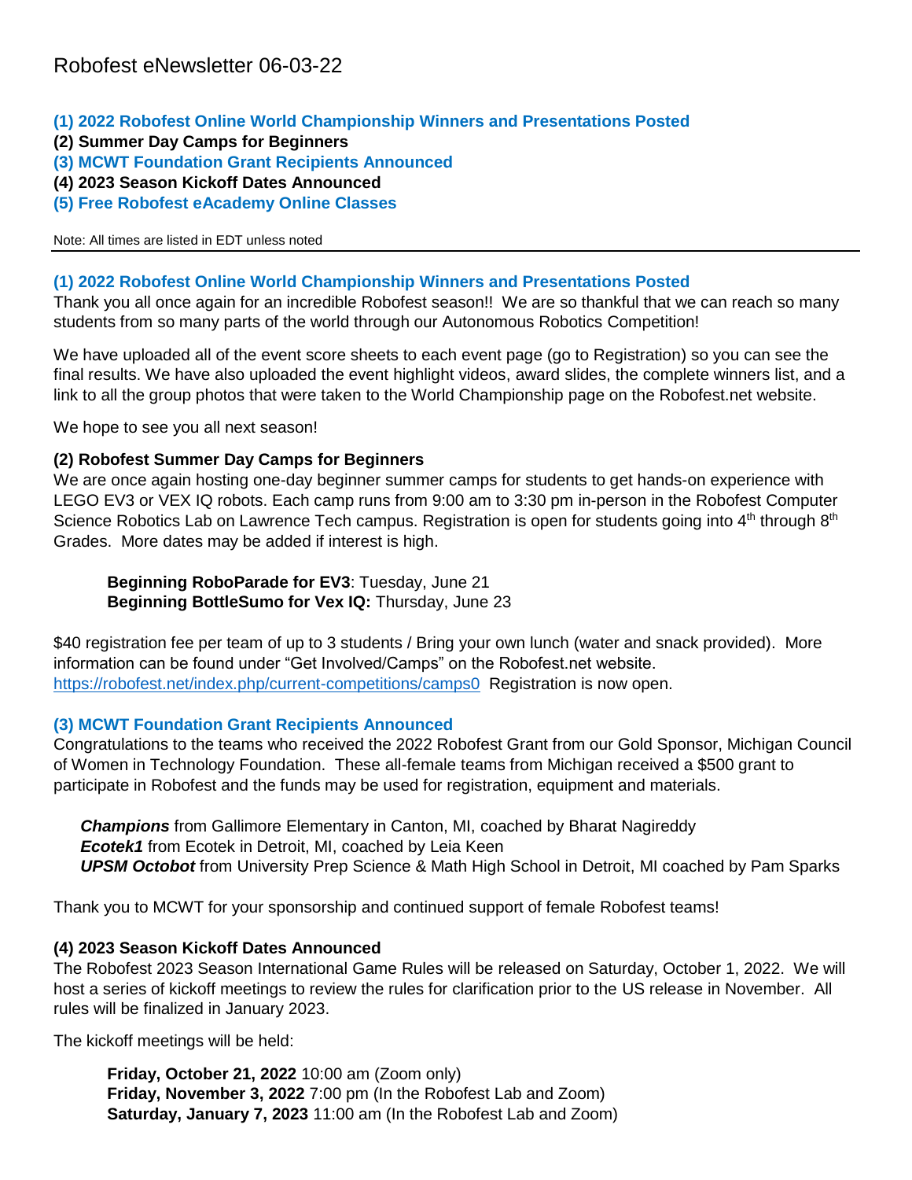# Robofest eNewsletter 06-03-22

**(1) 2022 Robofest Online World Championship Winners and Presentations Posted**
**(2) Summer Day Camps for Beginners**
**(3) MCWT Foundation Grant Recipients Announced**
**(4) 2023 Season Kickoff Dates Announced**
**(5) Free Robofest eAcademy Online Classes**

Note: All times are listed in EDT unless noted

---

### (1) 2022 Robofest Online World Championship Winners and Presentations Posted

Thank you all once again for an incredible Robofest season!! We are so thankful that we can reach so many students from so many parts of the world through our Autonomous Robotics Competition!

We have uploaded all of the event score sheets to each event page (go to Registration) so you can see the final results. We have also uploaded the event highlight videos, award slides, the complete winners list, and a link to all the group photos that were taken to the World Championship page on the Robofest.net website.

We hope to see you all next season!

### (2) Robofest Summer Day Camps for Beginners

We are once again hosting one-day beginner summer camps for students to get hands-on experience with LEGO EV3 or VEX IQ robots. Each camp runs from 9:00 am to 3:30 pm in-person in the Robofest Computer Science Robotics Lab on Lawrence Tech campus. Registration is open for students going into 4th through 8th Grades. More dates may be added if interest is high.

> **Beginning RoboParade for EV3**: Tuesday, June 21
> **Beginning BottleSumo for Vex IQ:** Thursday, June 23

$40 registration fee per team of up to 3 students / Bring your own lunch (water and snack provided). More information can be found under "Get Involved/Camps" on the Robofest.net website. https://robofest.net/index.php/current-competitions/camps0 Registration is now open.

### (3) MCWT Foundation Grant Recipients Announced

Congratulations to the teams who received the 2022 Robofest Grant from our Gold Sponsor, Michigan Council of Women in Technology Foundation. These all-female teams from Michigan received a $500 grant to participate in Robofest and the funds may be used for registration, equipment and materials.

> ***Champions*** from Gallimore Elementary in Canton, MI, coached by Bharat Nagireddy
> ***Ecotek1*** from Ecotek in Detroit, MI, coached by Leia Keen
> ***UPSM Octobot*** from University Prep Science & Math High School in Detroit, MI coached by Pam Sparks

Thank you to MCWT for your sponsorship and continued support of female Robofest teams!

### (4) 2023 Season Kickoff Dates Announced

The Robofest 2023 Season International Game Rules will be released on Saturday, October 1, 2022. We will host a series of kickoff meetings to review the rules for clarification prior to the US release in November. All rules will be finalized in January 2023.

The kickoff meetings will be held:

> **Friday, October 21, 2022** 10:00 am (Zoom only)
> **Friday, November 3, 2022** 7:00 pm (In the Robofest Lab and Zoom)
> **Saturday, January 7, 2023** 11:00 am (In the Robofest Lab and Zoom)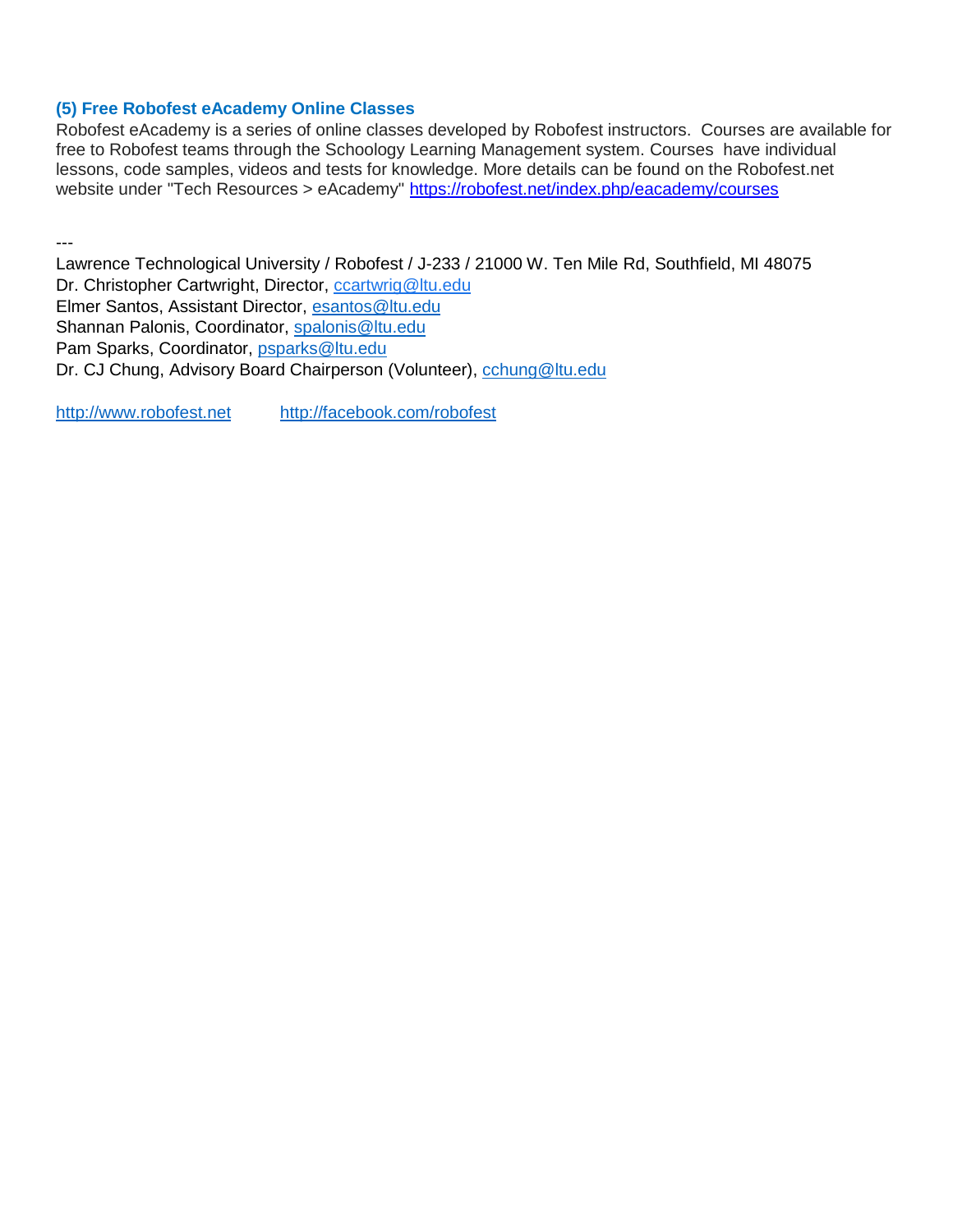### (5) Free Robofest eAcademy Online Classes

Robofest eAcademy is a series of online classes developed by Robofest instructors. Courses are available for free to Robofest teams through the Schoology Learning Management system. Courses have individual lessons, code samples, videos and tests for knowledge. More details can be found on the Robofest.net website under "Tech Resources > eAcademy" https://robofest.net/index.php/eacademy/courses

---

Lawrence Technological University / Robofest / J-233 / 21000 W. Ten Mile Rd, Southfield, MI 48075
Dr. Christopher Cartwright, Director, ccartwrig@ltu.edu
Elmer Santos, Assistant Director, esantos@ltu.edu
Shannan Palonis, Coordinator, spalonis@ltu.edu
Pam Sparks, Coordinator, psparks@ltu.edu
Dr. CJ Chung, Advisory Board Chairperson (Volunteer), cchung@ltu.edu

http://www.robofest.net http://facebook.com/robofest